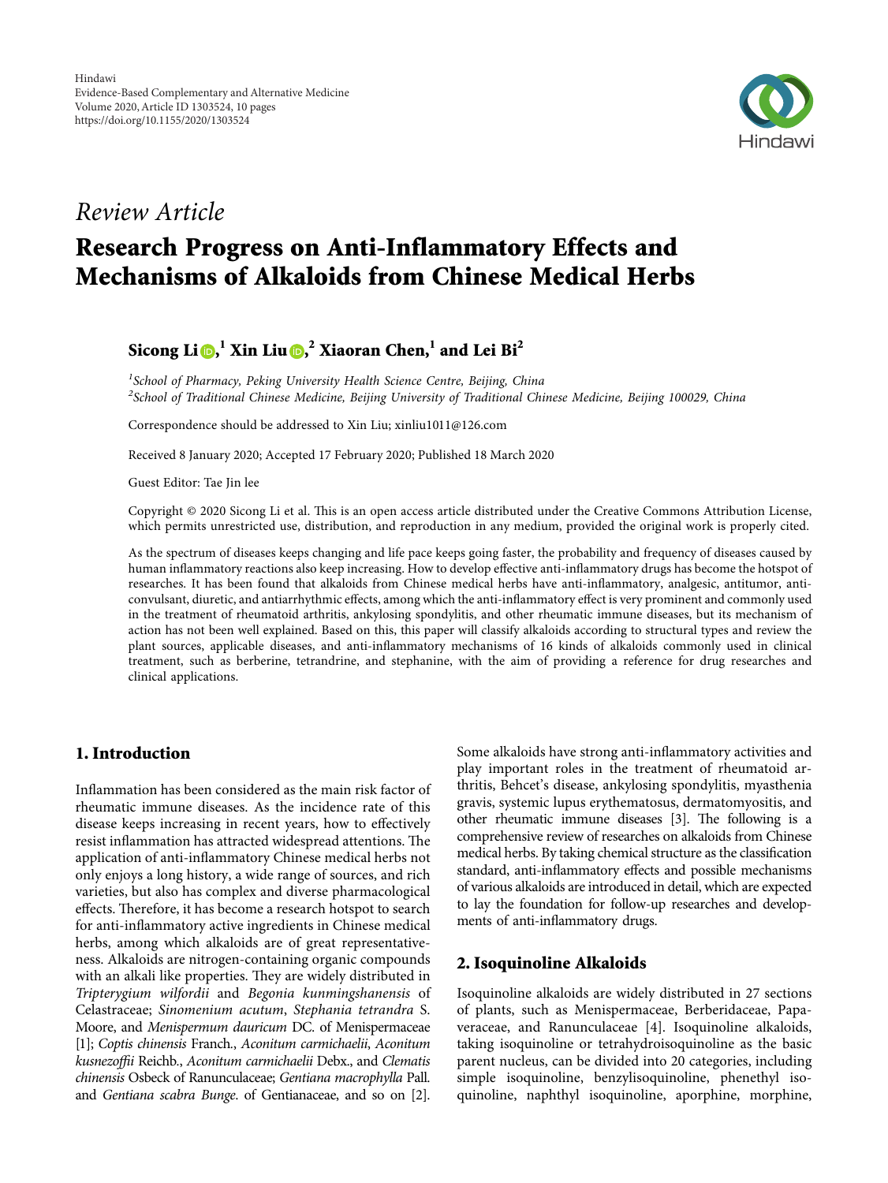Hindawi
Evidence-Based Complementary and Alternative Medicine
Volume 2020, Article ID 1303524, 10 pages
https://doi.org/10.1155/2020/1303524

*Review Article*

# Research Progress on Anti-Inflammatory Effects and Mechanisms of Alkaloids from Chinese Medical Herbs

**Sicong Li**,[1] **Xin Liu**,[2] **Xiaoran Chen**,[1] **and Lei Bi**[2]

[1]*School of Pharmacy, Peking University Health Science Centre, Beijing, China*
[2]*School of Traditional Chinese Medicine, Beijing University of Traditional Chinese Medicine, Beijing 100029, China*

Correspondence should be addressed to Xin Liu; xinliu1011@126.com

Received 8 January 2020; Accepted 17 February 2020; Published 18 March 2020

Guest Editor: Tae Jin lee

Copyright © 2020 Sicong Li et al. This is an open access article distributed under the Creative Commons Attribution License, which permits unrestricted use, distribution, and reproduction in any medium, provided the original work is properly cited.

As the spectrum of diseases keeps changing and life pace keeps going faster, the probability and frequency of diseases caused by human inflammatory reactions also keep increasing. How to develop effective anti-inflammatory drugs has become the hotspot of researches. It has been found that alkaloids from Chinese medical herbs have anti-inflammatory, analgesic, antitumor, anticonvulsant, diuretic, and antiarrhythmic effects, among which the anti-inflammatory effect is very prominent and commonly used in the treatment of rheumatoid arthritis, ankylosing spondylitis, and other rheumatic immune diseases, but its mechanism of action has not been well explained. Based on this, this paper will classify alkaloids according to structural types and review the plant sources, applicable diseases, and anti-inflammatory mechanisms of 16 kinds of alkaloids commonly used in clinical treatment, such as berberine, tetrandrine, and stephanine, with the aim of providing a reference for drug researches and clinical applications.

## 1. Introduction

Inflammation has been considered as the main risk factor of rheumatic immune diseases. As the incidence rate of this disease keeps increasing in recent years, how to effectively resist inflammation has attracted widespread attentions. The application of anti-inflammatory Chinese medical herbs not only enjoys a long history, a wide range of sources, and rich varieties, but also has complex and diverse pharmacological effects. Therefore, it has become a research hotspot to search for anti-inflammatory active ingredients in Chinese medical herbs, among which alkaloids are of great representativeness. Alkaloids are nitrogen-containing organic compounds with an alkali like properties. They are widely distributed in *Tripterygium wilfordii* and *Begonia kunmingshanensis* of Celastraceae; *Sinomenium acutum*, *Stephania tetrandra* S. Moore, and *Menispermum dauricum* DC. of Menispermaceae [1]; *Coptis chinensis* Franch., *Aconitum carmichaelii*, *Aconitum kusnezoffii* Reichb., *Aconitum carmichaelii* Debx., and *Clematis chinensis* Osbeck of Ranunculaceae; *Gentiana macrophylla* Pall. and *Gentiana scabra Bunge*. of Gentianaceae, and so on [2]. Some alkaloids have strong anti-inflammatory activities and play important roles in the treatment of rheumatoid arthritis, Behcet's disease, ankylosing spondylitis, myasthenia gravis, systemic lupus erythematosus, dermatomyositis, and other rheumatic immune diseases [3]. The following is a comprehensive review of researches on alkaloids from Chinese medical herbs. By taking chemical structure as the classification standard, anti-inflammatory effects and possible mechanisms of various alkaloids are introduced in detail, which are expected to lay the foundation for follow-up researches and developments of anti-inflammatory drugs.

## 2. Isoquinoline Alkaloids

Isoquinoline alkaloids are widely distributed in 27 sections of plants, such as Menispermaceae, Berberidaceae, Papaveraceae, and Ranunculaceae [4]. Isoquinoline alkaloids, taking isoquinoline or tetrahydroisoquinoline as the basic parent nucleus, can be divided into 20 categories, including simple isoquinoline, benzylisoquinoline, phenethyl isoquinoline, naphthyl isoquinoline, aporphine, morphine,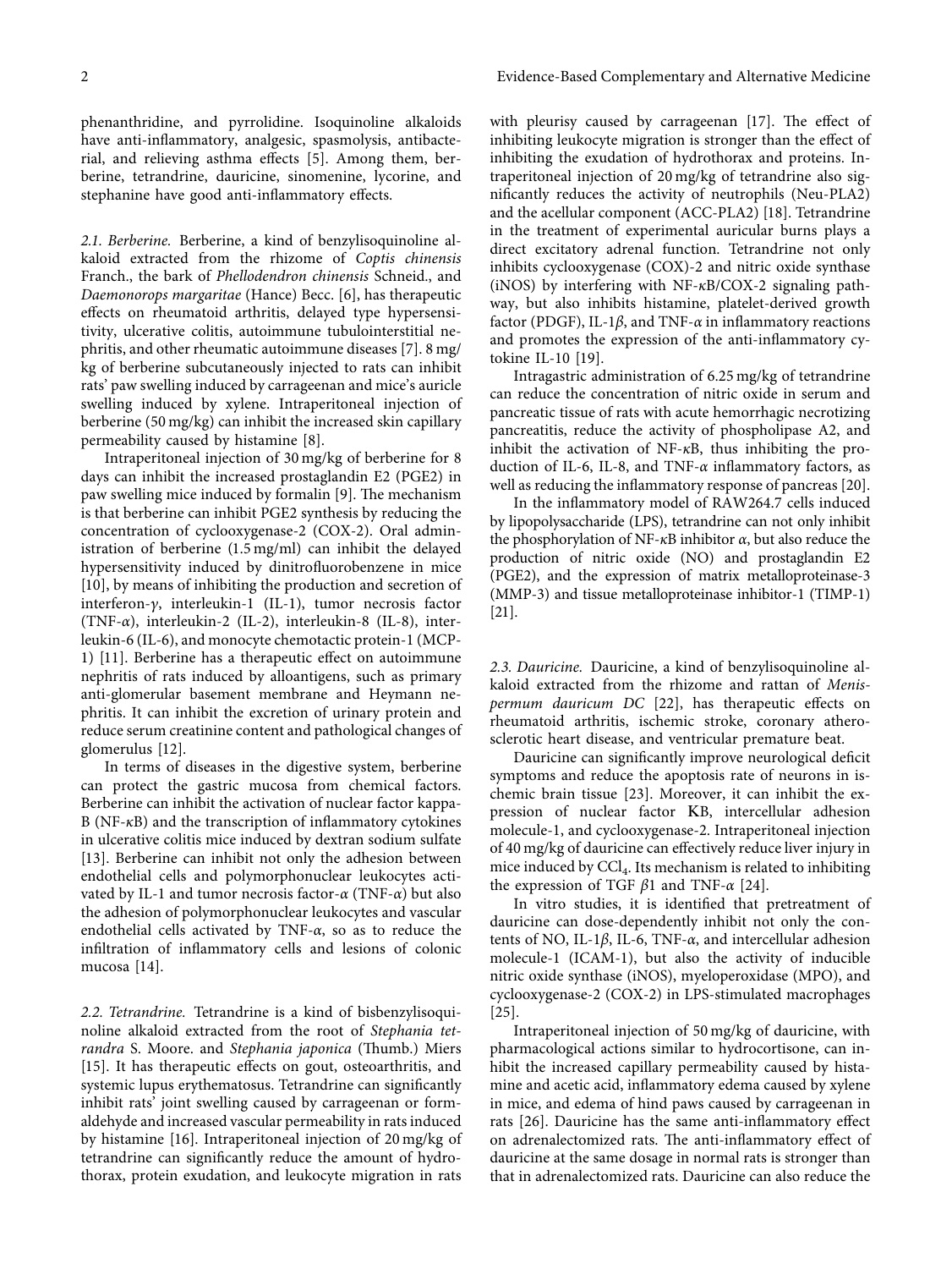phenanthridine, and pyrrolidine. Isoquinoline alkaloids have anti-inflammatory, analgesic, spasmolysis, antibacterial, and relieving asthma effects [5]. Among them, berberine, tetrandrine, dauricine, sinomenine, lycorine, and stephanine have good anti-inflammatory effects.

### 2.1. Berberine.

Berberine, a kind of benzylisoquinoline alkaloid extracted from the rhizome of *Coptis chinensis* Franch., the bark of *Phellodendron chinensis* Schneid., and *Daemonorops margaritae* (Hance) Becc. [6], has therapeutic effects on rheumatoid arthritis, delayed type hypersensitivity, ulcerative colitis, autoimmune tubulointerstitial nephritis, and other rheumatic autoimmune diseases [7]. 8 mg/kg of berberine subcutaneously injected to rats can inhibit rats' paw swelling induced by carrageenan and mice's auricle swelling induced by xylene. Intraperitoneal injection of berberine (50 mg/kg) can inhibit the increased skin capillary permeability caused by histamine [8].

Intraperitoneal injection of 30 mg/kg of berberine for 8 days can inhibit the increased prostaglandin E2 (PGE2) in paw swelling mice induced by formalin [9]. The mechanism is that berberine can inhibit PGE2 synthesis by reducing the concentration of cyclooxygenase-2 (COX-2). Oral administration of berberine (1.5 mg/ml) can inhibit the delayed hypersensitivity induced by dinitrofluorobenzene in mice [10], by means of inhibiting the production and secretion of interferon-$\gamma$, interleukin-1 (IL-1), tumor necrosis factor (TNF-$\alpha$), interleukin-2 (IL-2), interleukin-8 (IL-8), interleukin-6 (IL-6), and monocyte chemotactic protein-1 (MCP-1) [11]. Berberine has a therapeutic effect on autoimmune nephritis of rats induced by alloantigens, such as primary anti-glomerular basement membrane and Heymann nephritis. It can inhibit the excretion of urinary protein and reduce serum creatinine content and pathological changes of glomerulus [12].

In terms of diseases in the digestive system, berberine can protect the gastric mucosa from chemical factors. Berberine can inhibit the activation of nuclear factor kappa-B (NF-$\kappa$B) and the transcription of inflammatory cytokines in ulcerative colitis mice induced by dextran sodium sulfate [13]. Berberine can inhibit not only the adhesion between endothelial cells and polymorphonuclear leukocytes activated by IL-1 and tumor necrosis factor-$\alpha$ (TNF-$\alpha$) but also the adhesion of polymorphonuclear leukocytes and vascular endothelial cells activated by TNF-$\alpha$, so as to reduce the infiltration of inflammatory cells and lesions of colonic mucosa [14].

### 2.2. Tetrandrine.

Tetrandrine is a kind of bisbenzylisoquinoline alkaloid extracted from the root of *Stephania tetrandra* S. Moore. and *Stephania japonica* (Thumb.) Miers [15]. It has therapeutic effects on gout, osteoarthritis, and systemic lupus erythematosus. Tetrandrine can significantly inhibit rats' joint swelling caused by carrageenan or formaldehyde and increased vascular permeability in rats induced by histamine [16]. Intraperitoneal injection of 20 mg/kg of tetrandrine can significantly reduce the amount of hydrothorax, protein exudation, and leukocyte migration in rats with pleurisy caused by carrageenan [17]. The effect of inhibiting leukocyte migration is stronger than the effect of inhibiting the exudation of hydrothorax and proteins. Intraperitoneal injection of 20 mg/kg of tetrandrine also significantly reduces the activity of neutrophils (Neu-PLA2) and the acellular component (ACC-PLA2) [18]. Tetrandrine in the treatment of experimental auricular burns plays a direct excitatory adrenal function. Tetrandrine not only inhibits cyclooxygenase (COX)-2 and nitric oxide synthase (iNOS) by interfering with NF-$\kappa$B/COX-2 signaling pathway, but also inhibits histamine, platelet-derived growth factor (PDGF), IL-1$\beta$, and TNF-$\alpha$ in inflammatory reactions and promotes the expression of the anti-inflammatory cytokine IL-10 [19].

Intragastric administration of 6.25 mg/kg of tetrandrine can reduce the concentration of nitric oxide in serum and pancreatic tissue of rats with acute hemorrhagic necrotizing pancreatitis, reduce the activity of phospholipase A2, and inhibit the activation of NF-$\kappa$B, thus inhibiting the production of IL-6, IL-8, and TNF-$\alpha$ inflammatory factors, as well as reducing the inflammatory response of pancreas [20].

In the inflammatory model of RAW264.7 cells induced by lipopolysaccharide (LPS), tetrandrine can not only inhibit the phosphorylation of NF-$\kappa$B inhibitor $\alpha$, but also reduce the production of nitric oxide (NO) and prostaglandin E2 (PGE2), and the expression of matrix metalloproteinase-3 (MMP-3) and tissue metalloproteinase inhibitor-1 (TIMP-1) [21].

### 2.3. Dauricine.

Dauricine, a kind of benzylisoquinoline alkaloid extracted from the rhizome and rattan of *Menispermum dauricum DC* [22], has therapeutic effects on rheumatoid arthritis, ischemic stroke, coronary atherosclerotic heart disease, and ventricular premature beat.

Dauricine can significantly improve neurological deficit symptoms and reduce the apoptosis rate of neurons in ischemic brain tissue [23]. Moreover, it can inhibit the expression of nuclear factor KB, intercellular adhesion molecule-1, and cyclooxygenase-2. Intraperitoneal injection of 40 mg/kg of dauricine can effectively reduce liver injury in mice induced by $CCl_4$. Its mechanism is related to inhibiting the expression of TGF $\beta$1 and TNF-$\alpha$ [24].

In vitro studies, it is identified that pretreatment of dauricine can dose-dependently inhibit not only the contents of NO, IL-1$\beta$, IL-6, TNF-$\alpha$, and intercellular adhesion molecule-1 (ICAM-1), but also the activity of inducible nitric oxide synthase (iNOS), myeloperoxidase (MPO), and cyclooxygenase-2 (COX-2) in LPS-stimulated macrophages [25].

Intraperitoneal injection of 50 mg/kg of dauricine, with pharmacological actions similar to hydrocortisone, can inhibit the increased capillary permeability caused by histamine and acetic acid, inflammatory edema caused by xylene in mice, and edema of hind paws caused by carrageenan in rats [26]. Dauricine has the same anti-inflammatory effect on adrenalectomized rats. The anti-inflammatory effect of dauricine at the same dosage in normal rats is stronger than that in adrenalectomized rats. Dauricine can also reduce the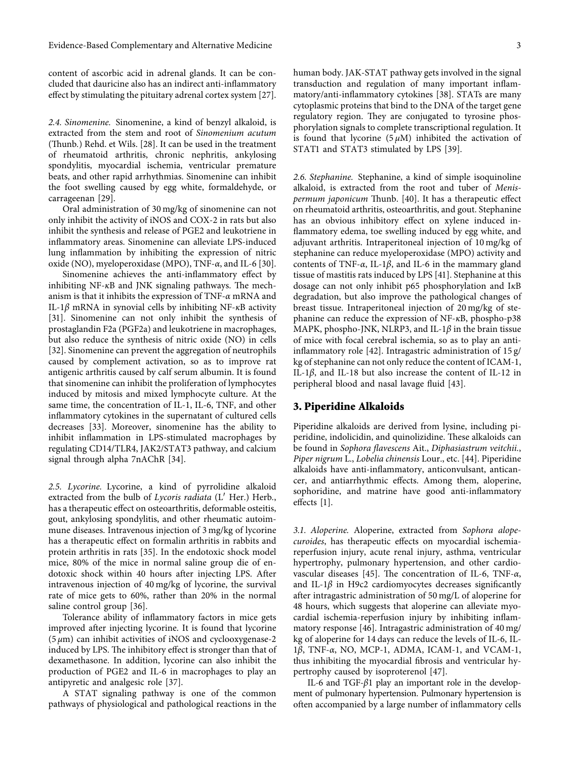content of ascorbic acid in adrenal glands. It can be concluded that dauricine also has an indirect anti-inflammatory effect by stimulating the pituitary adrenal cortex system [27].

*2.4. Sinomenine.* Sinomenine, a kind of benzyl alkaloid, is extracted from the stem and root of *Sinomenium acutum* (Thunb.) Rehd. et Wils. [28]. It can be used in the treatment of rheumatoid arthritis, chronic nephritis, ankylosing spondylitis, myocardial ischemia, ventricular premature beats, and other rapid arrhythmias. Sinomenine can inhibit the foot swelling caused by egg white, formaldehyde, or carrageenan [29].

Oral administration of 30 mg/kg of sinomenine can not only inhibit the activity of iNOS and COX-2 in rats but also inhibit the synthesis and release of PGE2 and leukotriene in inflammatory areas. Sinomenine can alleviate LPS-induced lung inflammation by inhibiting the expression of nitric oxide (NO), myeloperoxidase (MPO), TNF-$\alpha$, and IL-6 [30].

Sinomenine achieves the anti-inflammatory effect by inhibiting NF-$\kappa$B and JNK signaling pathways. The mechanism is that it inhibits the expression of TNF-$\alpha$ mRNA and IL-1$\beta$ mRNA in synovial cells by inhibiting NF-$\kappa$B activity [31]. Sinomenine can not only inhibit the synthesis of prostaglandin F2a (PGF2a) and leukotriene in macrophages, but also reduce the synthesis of nitric oxide (NO) in cells [32]. Sinomenine can prevent the aggregation of neutrophils caused by complement activation, so as to improve rat antigenic arthritis caused by calf serum albumin. It is found that sinomenine can inhibit the proliferation of lymphocytes induced by mitosis and mixed lymphocyte culture. At the same time, the concentration of IL-1, IL-6, TNF, and other inflammatory cytokines in the supernatant of cultured cells decreases [33]. Moreover, sinomenine has the ability to inhibit inflammation in LPS-stimulated macrophages by regulating CD14/TLR4, JAK2/STAT3 pathway, and calcium signal through alpha 7nAChR [34].

*2.5. Lycorine.* Lycorine, a kind of pyrrolidine alkaloid extracted from the bulb of *Lycoris radiata* (L′ Her.) Herb., has a therapeutic effect on osteoarthritis, deformable osteitis, gout, ankylosing spondylitis, and other rheumatic autoimmune diseases. Intravenous injection of 3 mg/kg of lycorine has a therapeutic effect on formalin arthritis in rabbits and protein arthritis in rats [35]. In the endotoxic shock model mice, 80% of the mice in normal saline group die of endotoxic shock within 40 hours after injecting LPS. After intravenous injection of 40 mg/kg of lycorine, the survival rate of mice gets to 60%, rather than 20% in the normal saline control group [36].

Tolerance ability of inflammatory factors in mice gets improved after injecting lycorine. It is found that lycorine (5 $\mu$m) can inhibit activities of iNOS and cyclooxygenase-2 induced by LPS. The inhibitory effect is stronger than that of dexamethasone. In addition, lycorine can also inhibit the production of PGE2 and IL-6 in macrophages to play an antipyretic and analgesic role [37].

A STAT signaling pathway is one of the common pathways of physiological and pathological reactions in the human body. JAK-STAT pathway gets involved in the signal transduction and regulation of many important inflammatory/anti-inflammatory cytokines [38]. STATs are many cytoplasmic proteins that bind to the DNA of the target gene regulatory region. They are conjugated to tyrosine phosphorylation signals to complete transcriptional regulation. It is found that lycorine (5 $\mu$M) inhibited the activation of STAT1 and STAT3 stimulated by LPS [39].

*2.6. Stephanine.* Stephanine, a kind of simple isoquinoline alkaloid, is extracted from the root and tuber of *Menispermum japonicum* Thunb. [40]. It has a therapeutic effect on rheumatoid arthritis, osteoarthritis, and gout. Stephanine has an obvious inhibitory effect on xylene induced inflammatory edema, toe swelling induced by egg white, and adjuvant arthritis. Intraperitoneal injection of 10 mg/kg of stephanine can reduce myeloperoxidase (MPO) activity and contents of TNF-$\alpha$, IL-1$\beta$, and IL-6 in the mammary gland tissue of mastitis rats induced by LPS [41]. Stephanine at this dosage can not only inhibit p65 phosphorylation and I$\kappa$B degradation, but also improve the pathological changes of breast tissue. Intraperitoneal injection of 20 mg/kg of stephanine can reduce the expression of NF-$\kappa$B, phospho-p38 MAPK, phospho-JNK, NLRP3, and IL-1$\beta$ in the brain tissue of mice with focal cerebral ischemia, so as to play an anti-inflammatory role [42]. Intragastric administration of 15 g/kg of stephanine can not only reduce the content of ICAM-1, IL-1$\beta$, and IL-18 but also increase the content of IL-12 in peripheral blood and nasal lavage fluid [43].

## 3. Piperidine Alkaloids

Piperidine alkaloids are derived from lysine, including piperidine, indolicidin, and quinolizidine. These alkaloids can be found in *Sophora flavescens* Ait., *Diphasiastrum veitchii.*, *Piper nigrum* L., *Lobelia chinensis* Lour., etc. [44]. Piperidine alkaloids have anti-inflammatory, anticonvulsant, anticancer, and antiarrhythmic effects. Among them, aloperine, sophoridine, and matrine have good anti-inflammatory effects [1].

*3.1. Aloperine.* Aloperine, extracted from *Sophora alopecuroides*, has therapeutic effects on myocardial ischemia-reperfusion injury, acute renal injury, asthma, ventricular hypertrophy, pulmonary hypertension, and other cardiovascular diseases [45]. The concentration of IL-6, TNF-$\alpha$, and IL-1$\beta$ in H9c2 cardiomyocytes decreases significantly after intragastric administration of 50 mg/L of aloperine for 48 hours, which suggests that aloperine can alleviate myocardial ischemia-reperfusion injury by inhibiting inflammatory response [46]. Intragastric administration of 40 mg/kg of aloperine for 14 days can reduce the levels of IL-6, IL-1$\beta$, TNF-$\alpha$, NO, MCP-1, ADMA, ICAM-1, and VCAM-1, thus inhibiting the myocardial fibrosis and ventricular hypertrophy caused by isoproterenol [47].

IL-6 and TGF-$\beta$1 play an important role in the development of pulmonary hypertension. Pulmonary hypertension is often accompanied by a large number of inflammatory cells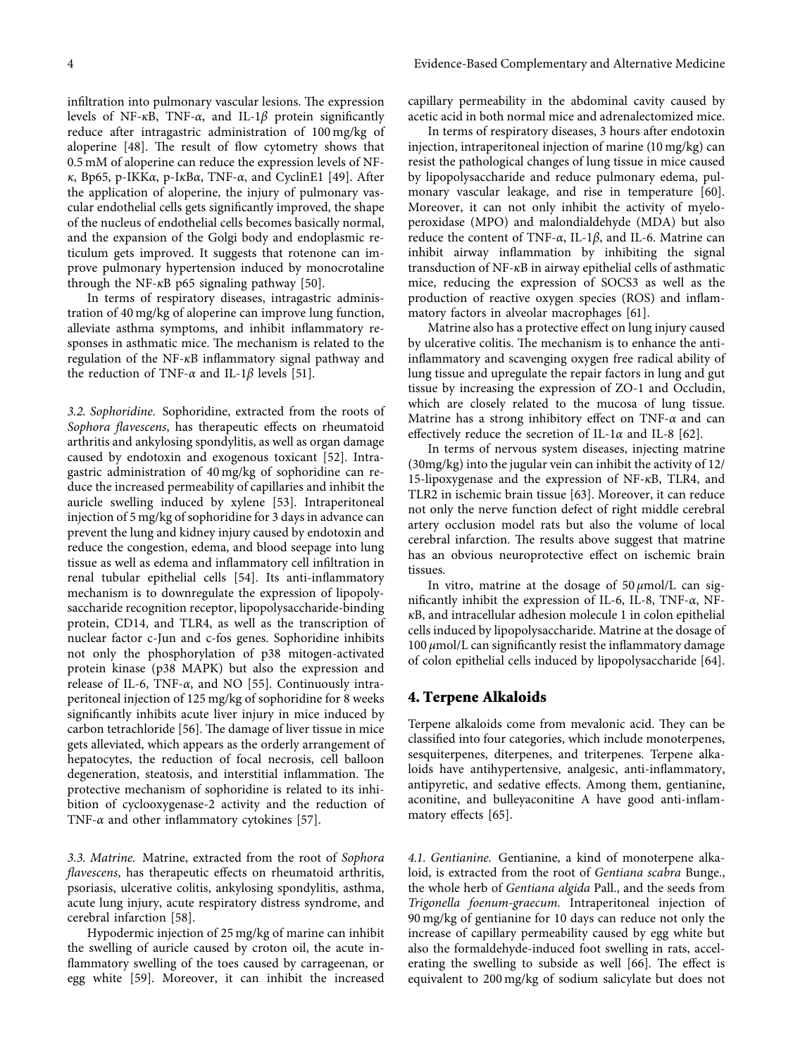infiltration into pulmonary vascular lesions. The expression levels of NF-$\kappa$B, TNF-$\alpha$, and IL-1$\beta$ protein significantly reduce after intragastric administration of 100 mg/kg of aloperine [48]. The result of flow cytometry shows that 0.5 mM of aloperine can reduce the expression levels of NF-$\kappa$, Bp65, p-IKK$\alpha$, p-I$\kappa$B$\alpha$, TNF-$\alpha$, and CyclinE1 [49]. After the application of aloperine, the injury of pulmonary vascular endothelial cells gets significantly improved, the shape of the nucleus of endothelial cells becomes basically normal, and the expansion of the Golgi body and endoplasmic reticulum gets improved. It suggests that rotenone can improve pulmonary hypertension induced by monocrotaline through the NF-$\kappa$B p65 signaling pathway [50].

In terms of respiratory diseases, intragastric administration of 40 mg/kg of aloperine can improve lung function, alleviate asthma symptoms, and inhibit inflammatory responses in asthmatic mice. The mechanism is related to the regulation of the NF-$\kappa$B inflammatory signal pathway and the reduction of TNF-$\alpha$ and IL-1$\beta$ levels [51].

### 3.2. Sophoridine.

Sophoridine, extracted from the roots of *Sophora flavescens*, has therapeutic effects on rheumatoid arthritis and ankylosing spondylitis, as well as organ damage caused by endotoxin and exogenous toxicant [52]. Intragastric administration of 40 mg/kg of sophoridine can reduce the increased permeability of capillaries and inhibit the auricle swelling induced by xylene [53]. Intraperitoneal injection of 5 mg/kg of sophoridine for 3 days in advance can prevent the lung and kidney injury caused by endotoxin and reduce the congestion, edema, and blood seepage into lung tissue as well as edema and inflammatory cell infiltration in renal tubular epithelial cells [54]. Its anti-inflammatory mechanism is to downregulate the expression of lipopolysaccharide recognition receptor, lipopolysaccharide-binding protein, CD14, and TLR4, as well as the transcription of nuclear factor c-Jun and c-fos genes. Sophoridine inhibits not only the phosphorylation of p38 mitogen-activated protein kinase (p38 MAPK) but also the expression and release of IL-6, TNF-$\alpha$, and NO [55]. Continuously intraperitoneal injection of 125 mg/kg of sophoridine for 8 weeks significantly inhibits acute liver injury in mice induced by carbon tetrachloride [56]. The damage of liver tissue in mice gets alleviated, which appears as the orderly arrangement of hepatocytes, the reduction of focal necrosis, cell balloon degeneration, steatosis, and interstitial inflammation. The protective mechanism of sophoridine is related to its inhibition of cyclooxygenase-2 activity and the reduction of TNF-$\alpha$ and other inflammatory cytokines [57].

### 3.3. Matrine.

Matrine, extracted from the root of *Sophora flavescens*, has therapeutic effects on rheumatoid arthritis, psoriasis, ulcerative colitis, ankylosing spondylitis, asthma, acute lung injury, acute respiratory distress syndrome, and cerebral infarction [58].

Hypodermic injection of 25 mg/kg of marine can inhibit the swelling of auricle caused by croton oil, the acute inflammatory swelling of the toes caused by carrageenan, or egg white [59]. Moreover, it can inhibit the increased capillary permeability in the abdominal cavity caused by acetic acid in both normal mice and adrenalectomized mice.

In terms of respiratory diseases, 3 hours after endotoxin injection, intraperitoneal injection of marine (10 mg/kg) can resist the pathological changes of lung tissue in mice caused by lipopolysaccharide and reduce pulmonary edema, pulmonary vascular leakage, and rise in temperature [60]. Moreover, it can not only inhibit the activity of myeloperoxidase (MPO) and malondialdehyde (MDA) but also reduce the content of TNF-$\alpha$, IL-1$\beta$, and IL-6. Matrine can inhibit airway inflammation by inhibiting the signal transduction of NF-$\kappa$B in airway epithelial cells of asthmatic mice, reducing the expression of SOCS3 as well as the production of reactive oxygen species (ROS) and inflammatory factors in alveolar macrophages [61].

Matrine also has a protective effect on lung injury caused by ulcerative colitis. The mechanism is to enhance the anti-inflammatory and scavenging oxygen free radical ability of lung tissue and upregulate the repair factors in lung and gut tissue by increasing the expression of ZO-1 and Occludin, which are closely related to the mucosa of lung tissue. Matrine has a strong inhibitory effect on TNF-$\alpha$ and can effectively reduce the secretion of IL-1$\alpha$ and IL-8 [62].

In terms of nervous system diseases, injecting matrine (30mg/kg) into the jugular vein can inhibit the activity of 12/15-lipoxygenase and the expression of NF-$\kappa$B, TLR4, and TLR2 in ischemic brain tissue [63]. Moreover, it can reduce not only the nerve function defect of right middle cerebral artery occlusion model rats but also the volume of local cerebral infarction. The results above suggest that matrine has an obvious neuroprotective effect on ischemic brain tissues.

In vitro, matrine at the dosage of 50 $\mu$mol/L can significantly inhibit the expression of IL-6, IL-8, TNF-$\alpha$, NF-$\kappa$B, and intracellular adhesion molecule 1 in colon epithelial cells induced by lipopolysaccharide. Matrine at the dosage of 100 $\mu$mol/L can significantly resist the inflammatory damage of colon epithelial cells induced by lipopolysaccharide [64].

## 4. Terpene Alkaloids

Terpene alkaloids come from mevalonic acid. They can be classified into four categories, which include monoterpenes, sesquiterpenes, diterpenes, and triterpenes. Terpene alkaloids have antihypertensive, analgesic, anti-inflammatory, antipyretic, and sedative effects. Among them, gentianine, aconitine, and bulleyaconitine A have good anti-inflammatory effects [65].

### 4.1. Gentianine.

Gentianine, a kind of monoterpene alkaloid, is extracted from the root of *Gentiana scabra* Bunge., the whole herb of *Gentiana algida* Pall., and the seeds from *Trigonella foenum-graecum*. Intraperitoneal injection of 90 mg/kg of gentianine for 10 days can reduce not only the increase of capillary permeability caused by egg white but also the formaldehyde-induced foot swelling in rats, accelerating the swelling to subside as well [66]. The effect is equivalent to 200 mg/kg of sodium salicylate but does not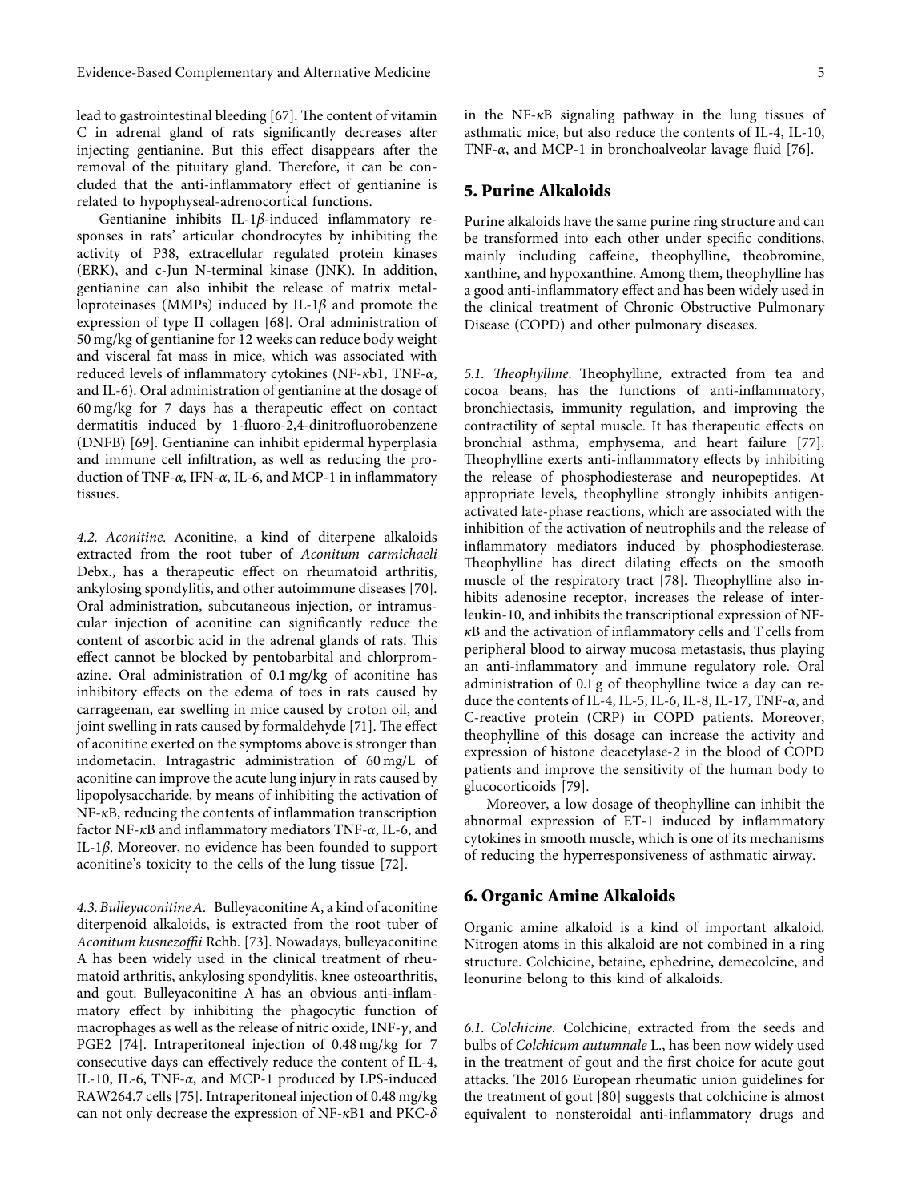lead to gastrointestinal bleeding [67]. The content of vitamin C in adrenal gland of rats significantly decreases after injecting gentianine. But this effect disappears after the removal of the pituitary gland. Therefore, it can be concluded that the anti-inflammatory effect of gentianine is related to hypophyseal-adrenocortical functions.

Gentianine inhibits IL-1$\beta$-induced inflammatory responses in rats' articular chondrocytes by inhibiting the activity of P38, extracellular regulated protein kinases (ERK), and c-Jun N-terminal kinase (JNK). In addition, gentianine can also inhibit the release of matrix metalloproteinases (MMPs) induced by IL-1$\beta$ and promote the expression of type II collagen [68]. Oral administration of 50 mg/kg of gentianine for 12 weeks can reduce body weight and visceral fat mass in mice, which was associated with reduced levels of inflammatory cytokines (NF-$\kappa$b1, TNF-$\alpha$, and IL-6). Oral administration of gentianine at the dosage of 60 mg/kg for 7 days has a therapeutic effect on contact dermatitis induced by 1-fluoro-2,4-dinitrofluorobenzene (DNFB) [69]. Gentianine can inhibit epidermal hyperplasia and immune cell infiltration, as well as reducing the production of TNF-$\alpha$, IFN-$\alpha$, IL-6, and MCP-1 in inflammatory tissues.

*4.2. Aconitine.* Aconitine, a kind of diterpene alkaloids extracted from the root tuber of *Aconitum carmichaeli* Debx., has a therapeutic effect on rheumatoid arthritis, ankylosing spondylitis, and other autoimmune diseases [70]. Oral administration, subcutaneous injection, or intramuscular injection of aconitine can significantly reduce the content of ascorbic acid in the adrenal glands of rats. This effect cannot be blocked by pentobarbital and chlorpromazine. Oral administration of 0.1 mg/kg of aconitine has inhibitory effects on the edema of toes in rats caused by carrageenan, ear swelling in mice caused by croton oil, and joint swelling in rats caused by formaldehyde [71]. The effect of aconitine exerted on the symptoms above is stronger than indometacin. Intragastric administration of 60 mg/L of aconitine can improve the acute lung injury in rats caused by lipopolysaccharide, by means of inhibiting the activation of NF-$\kappa$B, reducing the contents of inflammation transcription factor NF-$\kappa$B and inflammatory mediators TNF-$\alpha$, IL-6, and IL-1$\beta$. Moreover, no evidence has been founded to support aconitine's toxicity to the cells of the lung tissue [72].

*4.3. Bulleyaconitine A.* Bulleyaconitine A, a kind of aconitine diterpenoid alkaloids, is extracted from the root tuber of *Aconitum kusnezoffii* Rchb. [73]. Nowadays, bulleyaconitine A has been widely used in the clinical treatment of rheumatoid arthritis, ankylosing spondylitis, knee osteoarthritis, and gout. Bulleyaconitine A has an obvious anti-inflammatory effect by inhibiting the phagocytic function of macrophages as well as the release of nitric oxide, INF-$\gamma$, and PGE2 [74]. Intraperitoneal injection of 0.48 mg/kg for 7 consecutive days can effectively reduce the content of IL-4, IL-10, IL-6, TNF-$\alpha$, and MCP-1 produced by LPS-induced RAW264.7 cells [75]. Intraperitoneal injection of 0.48 mg/kg can not only decrease the expression of NF-$\kappa$B1 and PKC-$\delta$ in the NF-$\kappa$B signaling pathway in the lung tissues of asthmatic mice, but also reduce the contents of IL-4, IL-10, TNF-$\alpha$, and MCP-1 in bronchoalveolar lavage fluid [76].

## 5. Purine Alkaloids

Purine alkaloids have the same purine ring structure and can be transformed into each other under specific conditions, mainly including caffeine, theophylline, theobromine, xanthine, and hypoxanthine. Among them, theophylline has a good anti-inflammatory effect and has been widely used in the clinical treatment of Chronic Obstructive Pulmonary Disease (COPD) and other pulmonary diseases.

*5.1. Theophylline.* Theophylline, extracted from tea and cocoa beans, has the functions of anti-inflammatory, bronchiectasis, immunity regulation, and improving the contractility of septal muscle. It has therapeutic effects on bronchial asthma, emphysema, and heart failure [77]. Theophylline exerts anti-inflammatory effects by inhibiting the release of phosphodiesterase and neuropeptides. At appropriate levels, theophylline strongly inhibits antigen-activated late-phase reactions, which are associated with the inhibition of the activation of neutrophils and the release of inflammatory mediators induced by phosphodiesterase. Theophylline has direct dilating effects on the smooth muscle of the respiratory tract [78]. Theophylline also inhibits adenosine receptor, increases the release of interleukin-10, and inhibits the transcriptional expression of NF-$\kappa$B and the activation of inflammatory cells and T cells from peripheral blood to airway mucosa metastasis, thus playing an anti-inflammatory and immune regulatory role. Oral administration of 0.1 g of theophylline twice a day can reduce the contents of IL-4, IL-5, IL-6, IL-8, IL-17, TNF-$\alpha$, and C-reactive protein (CRP) in COPD patients. Moreover, theophylline of this dosage can increase the activity and expression of histone deacetylase-2 in the blood of COPD patients and improve the sensitivity of the human body to glucocorticoids [79].

Moreover, a low dosage of theophylline can inhibit the abnormal expression of ET-1 induced by inflammatory cytokines in smooth muscle, which is one of its mechanisms of reducing the hyperresponsiveness of asthmatic airway.

## 6. Organic Amine Alkaloids

Organic amine alkaloid is a kind of important alkaloid. Nitrogen atoms in this alkaloid are not combined in a ring structure. Colchicine, betaine, ephedrine, demecolcine, and leonurine belong to this kind of alkaloids.

*6.1. Colchicine.* Colchicine, extracted from the seeds and bulbs of *Colchicum autumnale* L., has been now widely used in the treatment of gout and the first choice for acute gout attacks. The 2016 European rheumatic union guidelines for the treatment of gout [80] suggests that colchicine is almost equivalent to nonsteroidal anti-inflammatory drugs and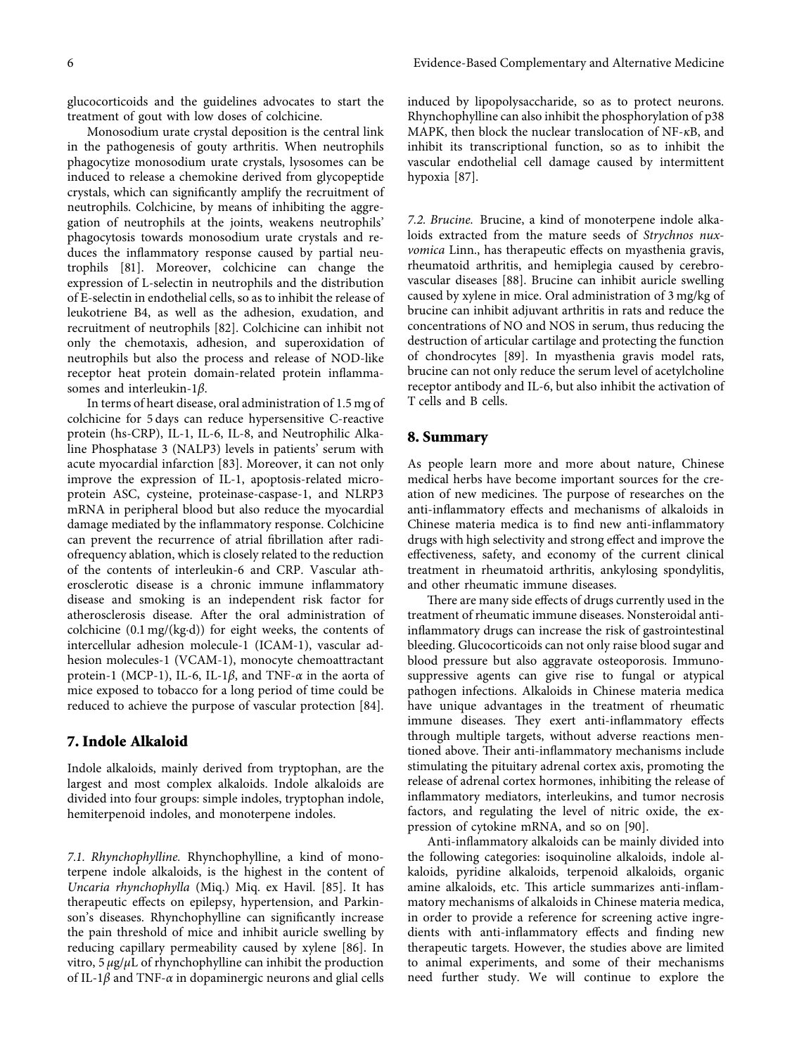glucocorticoids and the guidelines advocates to start the treatment of gout with low doses of colchicine.

Monosodium urate crystal deposition is the central link in the pathogenesis of gouty arthritis. When neutrophils phagocytize monosodium urate crystals, lysosomes can be induced to release a chemokine derived from glycopeptide crystals, which can significantly amplify the recruitment of neutrophils. Colchicine, by means of inhibiting the aggregation of neutrophils at the joints, weakens neutrophils' phagocytosis towards monosodium urate crystals and reduces the inflammatory response caused by partial neutrophils [81]. Moreover, colchicine can change the expression of L-selectin in neutrophils and the distribution of E-selectin in endothelial cells, so as to inhibit the release of leukotriene B4, as well as the adhesion, exudation, and recruitment of neutrophils [82]. Colchicine can inhibit not only the chemotaxis, adhesion, and superoxidation of neutrophils but also the process and release of NOD-like receptor heat protein domain-related protein inflammasomes and interleukin-1$\beta$.

In terms of heart disease, oral administration of 1.5 mg of colchicine for 5 days can reduce hypersensitive C-reactive protein (hs-CRP), IL-1, IL-6, IL-8, and Neutrophilic Alkaline Phosphatase 3 (NALP3) levels in patients' serum with acute myocardial infarction [83]. Moreover, it can not only improve the expression of IL-1, apoptosis-related microprotein ASC, cysteine, proteinase-caspase-1, and NLRP3 mRNA in peripheral blood but also reduce the myocardial damage mediated by the inflammatory response. Colchicine can prevent the recurrence of atrial fibrillation after radiofrequency ablation, which is closely related to the reduction of the contents of interleukin-6 and CRP. Vascular atherosclerotic disease is a chronic immune inflammatory disease and smoking is an independent risk factor for atherosclerosis disease. After the oral administration of colchicine (0.1 mg/(kg·d)) for eight weeks, the contents of intercellular adhesion molecule-1 (ICAM-1), vascular adhesion molecules-1 (VCAM-1), monocyte chemoattractant protein-1 (MCP-1), IL-6, IL-1$\beta$, and TNF-$\alpha$ in the aorta of mice exposed to tobacco for a long period of time could be reduced to achieve the purpose of vascular protection [84].

## 7. Indole Alkaloid

Indole alkaloids, mainly derived from tryptophan, are the largest and most complex alkaloids. Indole alkaloids are divided into four groups: simple indoles, tryptophan indole, hemiterpenoid indoles, and monoterpene indoles.

### *7.1. Rhynchophylline.*

Rhynchophylline, a kind of monoterpene indole alkaloids, is the highest in the content of *Uncaria rhynchophylla* (Miq.) Miq. ex Havil. [85]. It has therapeutic effects on epilepsy, hypertension, and Parkinson's diseases. Rhynchophylline can significantly increase the pain threshold of mice and inhibit auricle swelling by reducing capillary permeability caused by xylene [86]. In vitro, 5 $\mu$g/$\mu$L of rhynchophylline can inhibit the production of IL-1$\beta$ and TNF-$\alpha$ in dopaminergic neurons and glial cells induced by lipopolysaccharide, so as to protect neurons. Rhynchophylline can also inhibit the phosphorylation of p38 MAPK, then block the nuclear translocation of NF-$\kappa$B, and inhibit its transcriptional function, so as to inhibit the vascular endothelial cell damage caused by intermittent hypoxia [87].

### *7.2. Brucine.*

Brucine, a kind of monoterpene indole alkaloids extracted from the mature seeds of *Strychnos nux-vomica* Linn., has therapeutic effects on myasthenia gravis, rheumatoid arthritis, and hemiplegia caused by cerebrovascular diseases [88]. Brucine can inhibit auricle swelling caused by xylene in mice. Oral administration of 3 mg/kg of brucine can inhibit adjuvant arthritis in rats and reduce the concentrations of NO and NOS in serum, thus reducing the destruction of articular cartilage and protecting the function of chondrocytes [89]. In myasthenia gravis model rats, brucine can not only reduce the serum level of acetylcholine receptor antibody and IL-6, but also inhibit the activation of T cells and B cells.

## 8. Summary

As people learn more and more about nature, Chinese medical herbs have become important sources for the creation of new medicines. The purpose of researches on the anti-inflammatory effects and mechanisms of alkaloids in Chinese materia medica is to find new anti-inflammatory drugs with high selectivity and strong effect and improve the effectiveness, safety, and economy of the current clinical treatment in rheumatoid arthritis, ankylosing spondylitis, and other rheumatic immune diseases.

There are many side effects of drugs currently used in the treatment of rheumatic immune diseases. Nonsteroidal anti-inflammatory drugs can increase the risk of gastrointestinal bleeding. Glucocorticoids can not only raise blood sugar and blood pressure but also aggravate osteoporosis. Immunosuppressive agents can give rise to fungal or atypical pathogen infections. Alkaloids in Chinese materia medica have unique advantages in the treatment of rheumatic immune diseases. They exert anti-inflammatory effects through multiple targets, without adverse reactions mentioned above. Their anti-inflammatory mechanisms include stimulating the pituitary adrenal cortex axis, promoting the release of adrenal cortex hormones, inhibiting the release of inflammatory mediators, interleukins, and tumor necrosis factors, and regulating the level of nitric oxide, the expression of cytokine mRNA, and so on [90].

Anti-inflammatory alkaloids can be mainly divided into the following categories: isoquinoline alkaloids, indole alkaloids, pyridine alkaloids, terpenoid alkaloids, organic amine alkaloids, etc. This article summarizes anti-inflammatory mechanisms of alkaloids in Chinese materia medica, in order to provide a reference for screening active ingredients with anti-inflammatory effects and finding new therapeutic targets. However, the studies above are limited to animal experiments, and some of their mechanisms need further study. We will continue to explore the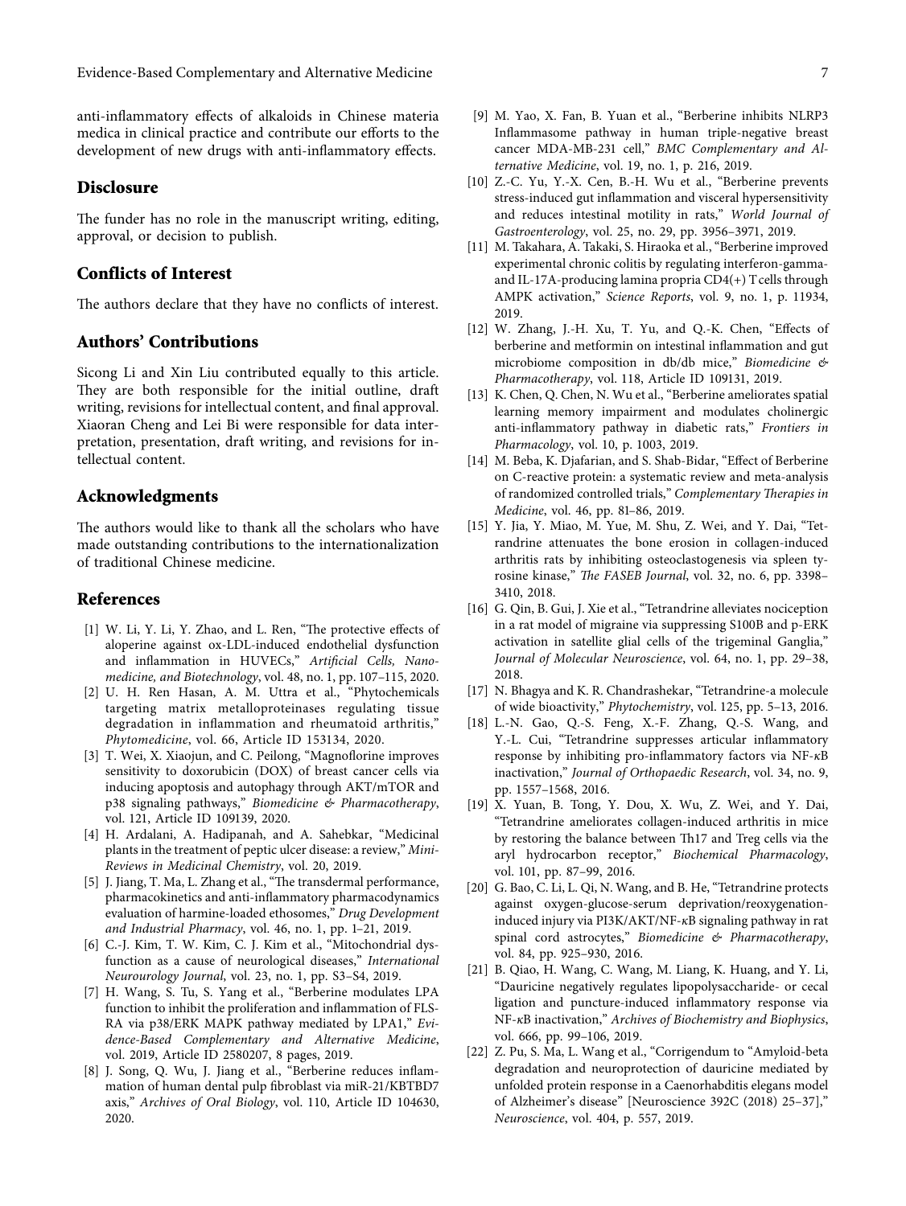anti-inflammatory effects of alkaloids in Chinese materia medica in clinical practice and contribute our efforts to the development of new drugs with anti-inflammatory effects.

## Disclosure

The funder has no role in the manuscript writing, editing, approval, or decision to publish.

## Conflicts of Interest

The authors declare that they have no conflicts of interest.

## Authors' Contributions

Sicong Li and Xin Liu contributed equally to this article. They are both responsible for the initial outline, draft writing, revisions for intellectual content, and final approval. Xiaoran Cheng and Lei Bi were responsible for data interpretation, presentation, draft writing, and revisions for intellectual content.

## Acknowledgments

The authors would like to thank all the scholars who have made outstanding contributions to the internationalization of traditional Chinese medicine.

## References

[1] W. Li, Y. Li, Y. Zhao, and L. Ren, "The protective effects of aloperine against ox-LDL-induced endothelial dysfunction and inflammation in HUVECs," *Artificial Cells, Nanomedicine, and Biotechnology*, vol. 48, no. 1, pp. 107–115, 2020.

[2] U. H. Ren Hasan, A. M. Uttra et al., "Phytochemicals targeting matrix metalloproteinases regulating tissue degradation in inflammation and rheumatoid arthritis," *Phytomedicine*, vol. 66, Article ID 153134, 2020.

[3] T. Wei, X. Xiaojun, and C. Peilong, "Magnoflorine improves sensitivity to doxorubicin (DOX) of breast cancer cells via inducing apoptosis and autophagy through AKT/mTOR and p38 signaling pathways," *Biomedicine & Pharmacotherapy*, vol. 121, Article ID 109139, 2020.

[4] H. Ardalani, A. Hadipanah, and A. Sahebkar, "Medicinal plants in the treatment of peptic ulcer disease: a review," *Mini-Reviews in Medicinal Chemistry*, vol. 20, 2019.

[5] J. Jiang, T. Ma, L. Zhang et al., "The transdermal performance, pharmacokinetics and anti-inflammatory pharmacodynamics evaluation of harmine-loaded ethosomes," *Drug Development and Industrial Pharmacy*, vol. 46, no. 1, pp. 1–21, 2019.

[6] C.-J. Kim, T. W. Kim, C. J. Kim et al., "Mitochondrial dysfunction as a cause of neurological diseases," *International Neurourology Journal*, vol. 23, no. 1, pp. S3–S4, 2019.

[7] H. Wang, S. Tu, S. Yang et al., "Berberine modulates LPA function to inhibit the proliferation and inflammation of FLS-RA via p38/ERK MAPK pathway mediated by LPA1," *Evidence-Based Complementary and Alternative Medicine*, vol. 2019, Article ID 2580207, 8 pages, 2019.

[8] J. Song, Q. Wu, J. Jiang et al., "Berberine reduces inflammation of human dental pulp fibroblast via miR-21/KBTBD7 axis," *Archives of Oral Biology*, vol. 110, Article ID 104630, 2020.

[9] M. Yao, X. Fan, B. Yuan et al., "Berberine inhibits NLRP3 Inflammasome pathway in human triple-negative breast cancer MDA-MB-231 cell," *BMC Complementary and Alternative Medicine*, vol. 19, no. 1, p. 216, 2019.

[10] Z.-C. Yu, Y.-X. Cen, B.-H. Wu et al., "Berberine prevents stress-induced gut inflammation and visceral hypersensitivity and reduces intestinal motility in rats," *World Journal of Gastroenterology*, vol. 25, no. 29, pp. 3956–3971, 2019.

[11] M. Takahara, A. Takaki, S. Hiraoka et al., "Berberine improved experimental chronic colitis by regulating interferon-gamma- and IL-17A-producing lamina propria CD4(+) T cells through AMPK activation," *Science Reports*, vol. 9, no. 1, p. 11934, 2019.

[12] W. Zhang, J.-H. Xu, T. Yu, and Q.-K. Chen, "Effects of berberine and metformin on intestinal inflammation and gut microbiome composition in db/db mice," *Biomedicine & Pharmacotherapy*, vol. 118, Article ID 109131, 2019.

[13] K. Chen, Q. Chen, N. Wu et al., "Berberine ameliorates spatial learning memory impairment and modulates cholinergic anti-inflammatory pathway in diabetic rats," *Frontiers in Pharmacology*, vol. 10, p. 1003, 2019.

[14] M. Beba, K. Djafarian, and S. Shab-Bidar, "Effect of Berberine on C-reactive protein: a systematic review and meta-analysis of randomized controlled trials," *Complementary Therapies in Medicine*, vol. 46, pp. 81–86, 2019.

[15] Y. Jia, Y. Miao, M. Yue, M. Shu, Z. Wei, and Y. Dai, "Tetrandrine attenuates the bone erosion in collagen-induced arthritis rats by inhibiting osteoclastogenesis via spleen tyrosine kinase," *The FASEB Journal*, vol. 32, no. 6, pp. 3398–3410, 2018.

[16] G. Qin, B. Gui, J. Xie et al., "Tetrandrine alleviates nociception in a rat model of migraine via suppressing S100B and p-ERK activation in satellite glial cells of the trigeminal Ganglia," *Journal of Molecular Neuroscience*, vol. 64, no. 1, pp. 29–38, 2018.

[17] N. Bhagya and K. R. Chandrashekar, "Tetrandrine-a molecule of wide bioactivity," *Phytochemistry*, vol. 125, pp. 5–13, 2016.

[18] L.-N. Gao, Q.-S. Feng, X.-F. Zhang, Q.-S. Wang, and Y.-L. Cui, "Tetrandrine suppresses articular inflammatory response by inhibiting pro-inflammatory factors via NF-κB inactivation," *Journal of Orthopaedic Research*, vol. 34, no. 9, pp. 1557–1568, 2016.

[19] X. Yuan, B. Tong, Y. Dou, X. Wu, Z. Wei, and Y. Dai, "Tetrandrine ameliorates collagen-induced arthritis in mice by restoring the balance between Th17 and Treg cells via the aryl hydrocarbon receptor," *Biochemical Pharmacology*, vol. 101, pp. 87–99, 2016.

[20] G. Bao, C. Li, L. Qi, N. Wang, and B. He, "Tetrandrine protects against oxygen-glucose-serum deprivation/reoxygenation-induced injury via PI3K/AKT/NF-κB signaling pathway in rat spinal cord astrocytes," *Biomedicine & Pharmacotherapy*, vol. 84, pp. 925–930, 2016.

[21] B. Qiao, H. Wang, C. Wang, M. Liang, K. Huang, and Y. Li, "Dauricine negatively regulates lipopolysaccharide- or cecal ligation and puncture-induced inflammatory response via NF-κB inactivation," *Archives of Biochemistry and Biophysics*, vol. 666, pp. 99–106, 2019.

[22] Z. Pu, S. Ma, L. Wang et al., "Corrigendum to "Amyloid-beta degradation and neuroprotection of dauricine mediated by unfolded protein response in a Caenorhabditis elegans model of Alzheimer's disease" [Neuroscience 392C (2018) 25–37]," *Neuroscience*, vol. 404, p. 557, 2019.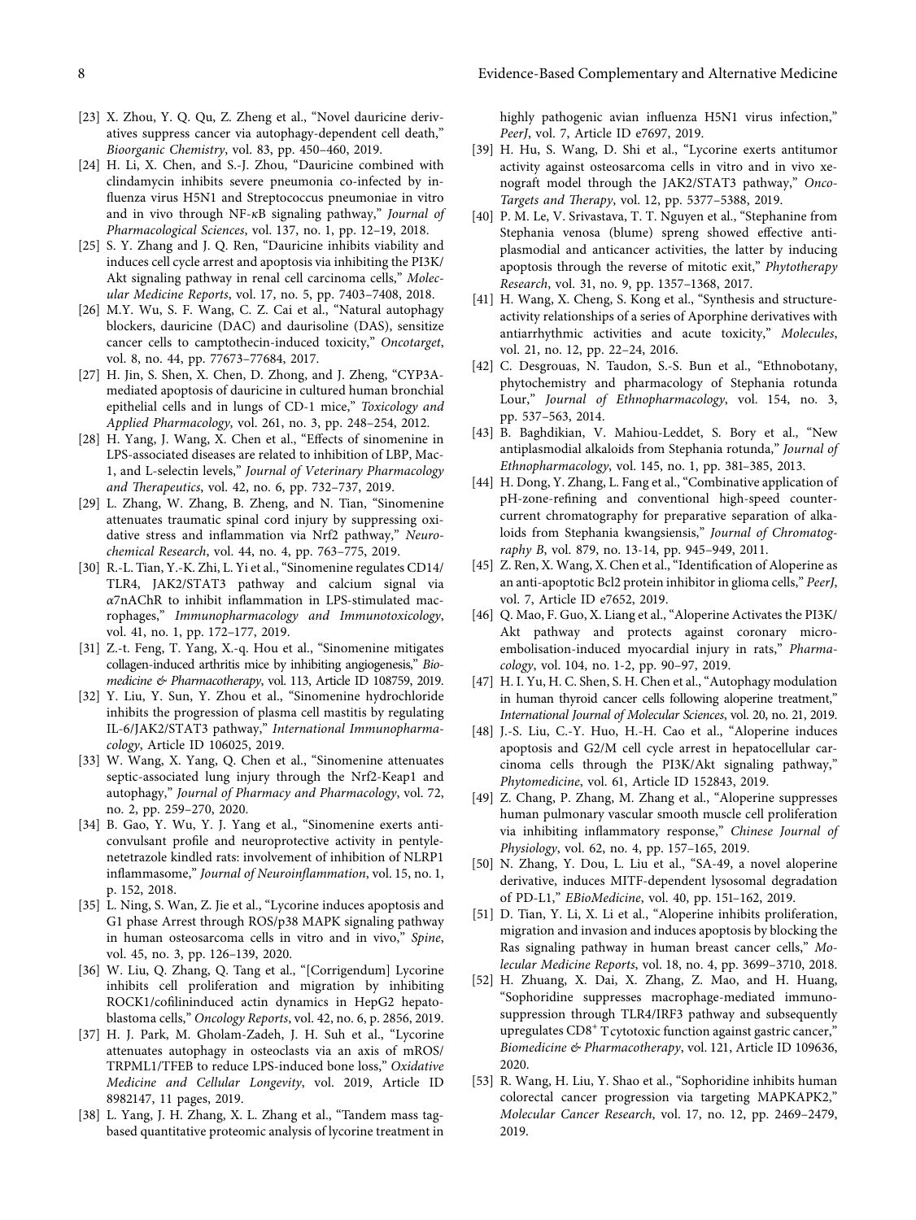[23] X. Zhou, Y. Q. Qu, Z. Zheng et al., "Novel dauricine derivatives suppress cancer via autophagy-dependent cell death," *Bioorganic Chemistry*, vol. 83, pp. 450–460, 2019.

[24] H. Li, X. Chen, and S.-J. Zhou, "Dauricine combined with clindamycin inhibits severe pneumonia co-infected by influenza virus H5N1 and Streptococcus pneumoniae in vitro and in vivo through NF-κB signaling pathway," *Journal of Pharmacological Sciences*, vol. 137, no. 1, pp. 12–19, 2018.

[25] S. Y. Zhang and J. Q. Ren, "Dauricine inhibits viability and induces cell cycle arrest and apoptosis via inhibiting the PI3K/Akt signaling pathway in renal cell carcinoma cells," *Molecular Medicine Reports*, vol. 17, no. 5, pp. 7403–7408, 2018.

[26] M.Y. Wu, S. F. Wang, C. Z. Cai et al., "Natural autophagy blockers, dauricine (DAC) and daurisoline (DAS), sensitize cancer cells to camptothecin-induced toxicity," *Oncotarget*, vol. 8, no. 44, pp. 77673–77684, 2017.

[27] H. Jin, S. Shen, X. Chen, D. Zhong, and J. Zheng, "CYP3A-mediated apoptosis of dauricine in cultured human bronchial epithelial cells and in lungs of CD-1 mice," *Toxicology and Applied Pharmacology*, vol. 261, no. 3, pp. 248–254, 2012.

[28] H. Yang, J. Wang, X. Chen et al., "Effects of sinomenine in LPS-associated diseases are related to inhibition of LBP, Mac-1, and L-selectin levels," *Journal of Veterinary Pharmacology and Therapeutics*, vol. 42, no. 6, pp. 732–737, 2019.

[29] L. Zhang, W. Zhang, B. Zheng, and N. Tian, "Sinomenine attenuates traumatic spinal cord injury by suppressing oxidative stress and inflammation via Nrf2 pathway," *Neurochemical Research*, vol. 44, no. 4, pp. 763–775, 2019.

[30] R.-L. Tian, Y.-K. Zhi, L. Yi et al., "Sinomenine regulates CD14/TLR4, JAK2/STAT3 pathway and calcium signal via α7nAChR to inhibit inflammation in LPS-stimulated macrophages," *Immunopharmacology and Immunotoxicology*, vol. 41, no. 1, pp. 172–177, 2019.

[31] Z.-t. Feng, T. Yang, X.-q. Hou et al., "Sinomenine mitigates collagen-induced arthritis mice by inhibiting angiogenesis," *Biomedicine & Pharmacotherapy*, vol. 113, Article ID 108759, 2019.

[32] Y. Liu, Y. Sun, Y. Zhou et al., "Sinomenine hydrochloride inhibits the progression of plasma cell mastitis by regulating IL-6/JAK2/STAT3 pathway," *International Immunopharmacology*, Article ID 106025, 2019.

[33] W. Wang, X. Yang, Q. Chen et al., "Sinomenine attenuates septic-associated lung injury through the Nrf2-Keap1 and autophagy," *Journal of Pharmacy and Pharmacology*, vol. 72, no. 2, pp. 259–270, 2020.

[34] B. Gao, Y. Wu, Y. J. Yang et al., "Sinomenine exerts anticonvulsant profile and neuroprotective activity in pentylenetetrazole kindled rats: involvement of inhibition of NLRP1 inflammasome," *Journal of Neuroinflammation*, vol. 15, no. 1, p. 152, 2018.

[35] L. Ning, S. Wan, Z. Jie et al., "Lycorine induces apoptosis and G1 phase Arrest through ROS/p38 MAPK signaling pathway in human osteosarcoma cells in vitro and in vivo," *Spine*, vol. 45, no. 3, pp. 126–139, 2020.

[36] W. Liu, Q. Zhang, Q. Tang et al., "[Corrigendum] Lycorine inhibits cell proliferation and migration by inhibiting ROCK1/cofilininduced actin dynamics in HepG2 hepatoblastoma cells," *Oncology Reports*, vol. 42, no. 6, p. 2856, 2019.

[37] H. J. Park, M. Gholam-Zadeh, J. H. Suh et al., "Lycorine attenuates autophagy in osteoclasts via an axis of mROS/TRPML1/TFEB to reduce LPS-induced bone loss," *Oxidative Medicine and Cellular Longevity*, vol. 2019, Article ID 8982147, 11 pages, 2019.

[38] L. Yang, J. H. Zhang, X. L. Zhang et al., "Tandem mass tag-based quantitative proteomic analysis of lycorine treatment in highly pathogenic avian influenza H5N1 virus infection," *PeerJ*, vol. 7, Article ID e7697, 2019.

[39] H. Hu, S. Wang, D. Shi et al., "Lycorine exerts antitumor activity against osteosarcoma cells in vitro and in vivo xenograft model through the JAK2/STAT3 pathway," *OncoTargets and Therapy*, vol. 12, pp. 5377–5388, 2019.

[40] P. M. Le, V. Srivastava, T. T. Nguyen et al., "Stephanine from Stephania venosa (blume) spreng showed effective antiplasmodial and anticancer activities, the latter by inducing apoptosis through the reverse of mitotic exit," *Phytotherapy Research*, vol. 31, no. 9, pp. 1357–1368, 2017.

[41] H. Wang, X. Cheng, S. Kong et al., "Synthesis and structure-activity relationships of a series of Aporphine derivatives with antiarrhythmic activities and acute toxicity," *Molecules*, vol. 21, no. 12, pp. 22–24, 2016.

[42] C. Desgrouas, N. Taudon, S.-S. Bun et al., "Ethnobotany, phytochemistry and pharmacology of Stephania rotunda Lour," *Journal of Ethnopharmacology*, vol. 154, no. 3, pp. 537–563, 2014.

[43] B. Baghdikian, V. Mahiou-Leddet, S. Bory et al., "New antiplasmodial alkaloids from Stephania rotunda," *Journal of Ethnopharmacology*, vol. 145, no. 1, pp. 381–385, 2013.

[44] H. Dong, Y. Zhang, L. Fang et al., "Combinative application of pH-zone-refining and conventional high-speed countercurrent chromatography for preparative separation of alkaloids from Stephania kwangsiensis," *Journal of Chromatography B*, vol. 879, no. 13-14, pp. 945–949, 2011.

[45] Z. Ren, X. Wang, X. Chen et al., "Identification of Aloperine as an anti-apoptotic Bcl2 protein inhibitor in glioma cells," *PeerJ*, vol. 7, Article ID e7652, 2019.

[46] Q. Mao, F. Guo, X. Liang et al., "Aloperine Activates the PI3K/Akt pathway and protects against coronary microembolisation-induced myocardial injury in rats," *Pharmacology*, vol. 104, no. 1-2, pp. 90–97, 2019.

[47] H. I. Yu, H. C. Shen, S. H. Chen et al., "Autophagy modulation in human thyroid cancer cells following aloperine treatment," *International Journal of Molecular Sciences*, vol. 20, no. 21, 2019.

[48] J.-S. Liu, C.-Y. Huo, H.-H. Cao et al., "Aloperine induces apoptosis and G2/M cell cycle arrest in hepatocellular carcinoma cells through the PI3K/Akt signaling pathway," *Phytomedicine*, vol. 61, Article ID 152843, 2019.

[49] Z. Chang, P. Zhang, M. Zhang et al., "Aloperine suppresses human pulmonary vascular smooth muscle cell proliferation via inhibiting inflammatory response," *Chinese Journal of Physiology*, vol. 62, no. 4, pp. 157–165, 2019.

[50] N. Zhang, Y. Dou, L. Liu et al., "SA-49, a novel aloperine derivative, induces MITF-dependent lysosomal degradation of PD-L1," *EBioMedicine*, vol. 40, pp. 151–162, 2019.

[51] D. Tian, Y. Li, X. Li et al., "Aloperine inhibits proliferation, migration and invasion and induces apoptosis by blocking the Ras signaling pathway in human breast cancer cells," *Molecular Medicine Reports*, vol. 18, no. 4, pp. 3699–3710, 2018.

[52] H. Zhuang, X. Dai, X. Zhang, Z. Mao, and H. Huang, "Sophoridine suppresses macrophage-mediated immunosuppression through TLR4/IRF3 pathway and subsequently upregulates $CD8^+$ T cytotoxic function against gastric cancer," *Biomedicine & Pharmacotherapy*, vol. 121, Article ID 109636, 2020.

[53] R. Wang, H. Liu, Y. Shao et al., "Sophoridine inhibits human colorectal cancer progression via targeting MAPKAPK2," *Molecular Cancer Research*, vol. 17, no. 12, pp. 2469–2479, 2019.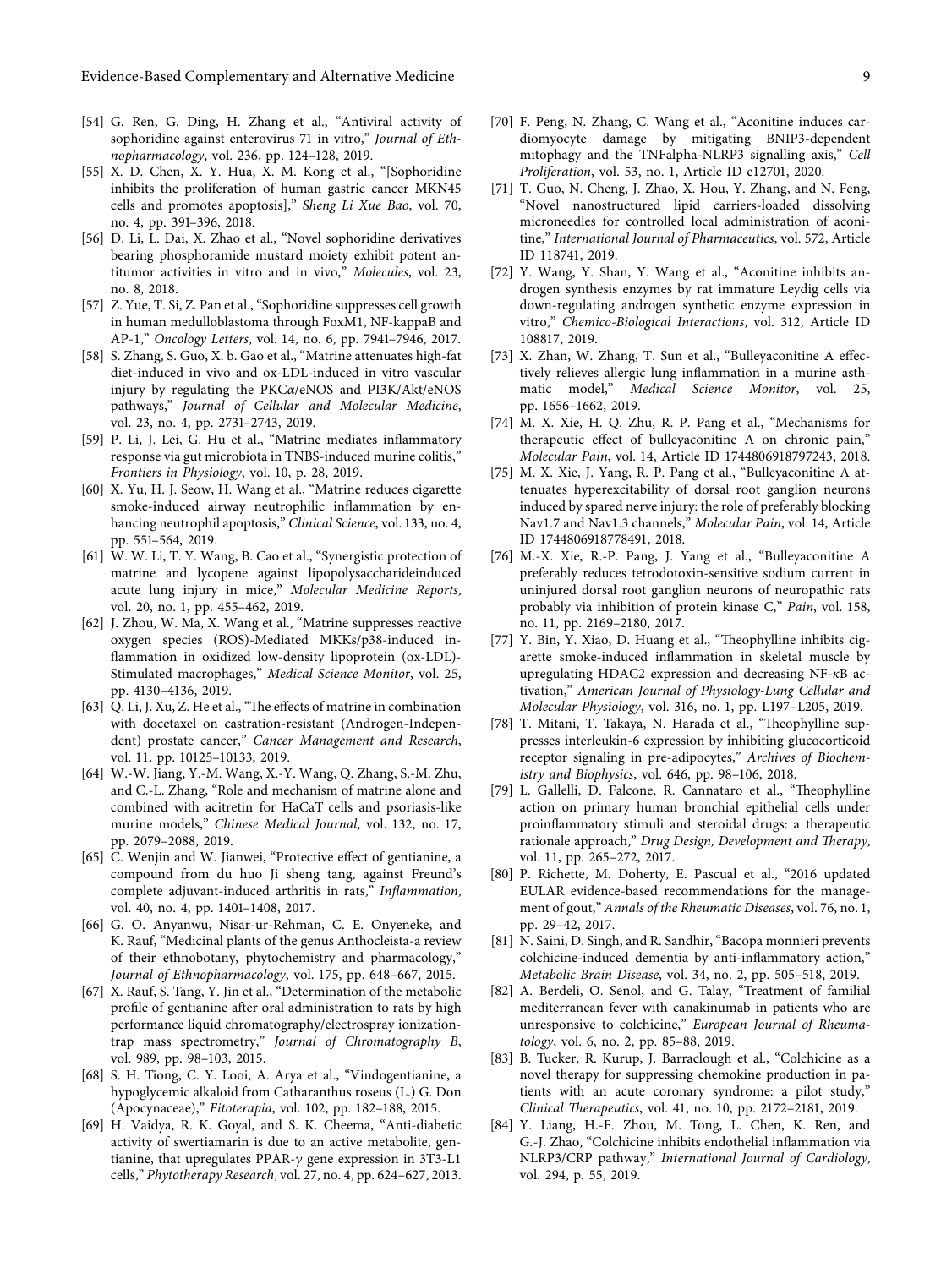[54] G. Ren, G. Ding, H. Zhang et al., "Antiviral activity of sophoridine against enterovirus 71 in vitro," *Journal of Ethnopharmacology*, vol. 236, pp. 124–128, 2019.

[55] X. D. Chen, X. Y. Hua, X. M. Kong et al., "[Sophoridine inhibits the proliferation of human gastric cancer MKN45 cells and promotes apoptosis]," *Sheng Li Xue Bao*, vol. 70, no. 4, pp. 391–396, 2018.

[56] D. Li, L. Dai, X. Zhao et al., "Novel sophoridine derivatives bearing phosphoramide mustard moiety exhibit potent antitumor activities in vitro and in vivo," *Molecules*, vol. 23, no. 8, 2018.

[57] Z. Yue, T. Si, Z. Pan et al., "Sophoridine suppresses cell growth in human medulloblastoma through FoxM1, NF-kappaB and AP-1," *Oncology Letters*, vol. 14, no. 6, pp. 7941–7946, 2017.

[58] S. Zhang, S. Guo, X. b. Gao et al., "Matrine attenuates high-fat diet-induced in vivo and ox-LDL-induced in vitro vascular injury by regulating the PKCα/eNOS and PI3K/Akt/eNOS pathways," *Journal of Cellular and Molecular Medicine*, vol. 23, no. 4, pp. 2731–2743, 2019.

[59] P. Li, J. Lei, G. Hu et al., "Matrine mediates inflammatory response via gut microbiota in TNBS-induced murine colitis," *Frontiers in Physiology*, vol. 10, p. 28, 2019.

[60] X. Yu, H. J. Seow, H. Wang et al., "Matrine reduces cigarette smoke-induced airway neutrophilic inflammation by enhancing neutrophil apoptosis," *Clinical Science*, vol. 133, no. 4, pp. 551–564, 2019.

[61] W. W. Li, T. Y. Wang, B. Cao et al., "Synergistic protection of matrine and lycopene against lipopolysaccharideinduced acute lung injury in mice," *Molecular Medicine Reports*, vol. 20, no. 1, pp. 455–462, 2019.

[62] J. Zhou, W. Ma, X. Wang et al., "Matrine suppresses reactive oxygen species (ROS)-Mediated MKKs/p38-induced inflammation in oxidized low-density lipoprotein (ox-LDL)-Stimulated macrophages," *Medical Science Monitor*, vol. 25, pp. 4130–4136, 2019.

[63] Q. Li, J. Xu, Z. He et al., "The effects of matrine in combination with docetaxel on castration-resistant (Androgen-Independent) prostate cancer," *Cancer Management and Research*, vol. 11, pp. 10125–10133, 2019.

[64] W.-W. Jiang, Y.-M. Wang, X.-Y. Wang, Q. Zhang, S.-M. Zhu, and C.-L. Zhang, "Role and mechanism of matrine alone and combined with acitretin for HaCaT cells and psoriasis-like murine models," *Chinese Medical Journal*, vol. 132, no. 17, pp. 2079–2088, 2019.

[65] C. Wenjin and W. Jianwei, "Protective effect of gentianine, a compound from du huo Ji sheng tang, against Freund's complete adjuvant-induced arthritis in rats," *Inflammation*, vol. 40, no. 4, pp. 1401–1408, 2017.

[66] G. O. Anyanwu, Nisar-ur-Rehman, C. E. Onyeneke, and K. Rauf, "Medicinal plants of the genus Anthocleista-a review of their ethnobotany, phytochemistry and pharmacology," *Journal of Ethnopharmacology*, vol. 175, pp. 648–667, 2015.

[67] X. Rauf, S. Tang, Y. Jin et al., "Determination of the metabolic profile of gentianine after oral administration to rats by high performance liquid chromatography/electrospray ionization-trap mass spectrometry," *Journal of Chromatography B*, vol. 989, pp. 98–103, 2015.

[68] S. H. Tiong, C. Y. Looi, A. Arya et al., "Vindogentianine, a hypoglycemic alkaloid from Catharanthus roseus (L.) G. Don (Apocynaceae)," *Fitoterapia*, vol. 102, pp. 182–188, 2015.

[69] H. Vaidya, R. K. Goyal, and S. K. Cheema, "Anti-diabetic activity of swertiamarin is due to an active metabolite, gentianine, that upregulates PPAR-$\gamma$ gene expression in 3T3-L1 cells," *Phytotherapy Research*, vol. 27, no. 4, pp. 624–627, 2013.

[70] F. Peng, N. Zhang, C. Wang et al., "Aconitine induces cardiomyocyte damage by mitigating BNIP3-dependent mitophagy and the TNFalpha-NLRP3 signalling axis," *Cell Proliferation*, vol. 53, no. 1, Article ID e12701, 2020.

[71] T. Guo, N. Cheng, J. Zhao, X. Hou, Y. Zhang, and N. Feng, "Novel nanostructured lipid carriers-loaded dissolving microneedles for controlled local administration of aconitine," *International Journal of Pharmaceutics*, vol. 572, Article ID 118741, 2019.

[72] Y. Wang, Y. Shan, Y. Wang et al., "Aconitine inhibits androgen synthesis enzymes by rat immature Leydig cells via down-regulating androgen synthetic enzyme expression in vitro," *Chemico-Biological Interactions*, vol. 312, Article ID 108817, 2019.

[73] X. Zhan, W. Zhang, T. Sun et al., "Bulleyaconitine A effectively relieves allergic lung inflammation in a murine asthmatic model," *Medical Science Monitor*, vol. 25, pp. 1656–1662, 2019.

[74] M. X. Xie, H. Q. Zhu, R. P. Pang et al., "Mechanisms for therapeutic effect of bulleyaconitine A on chronic pain," *Molecular Pain*, vol. 14, Article ID 1744806918797243, 2018.

[75] M. X. Xie, J. Yang, R. P. Pang et al., "Bulleyaconitine A attenuates hyperexcitability of dorsal root ganglion neurons induced by spared nerve injury: the role of preferably blocking Nav1.7 and Nav1.3 channels," *Molecular Pain*, vol. 14, Article ID 1744806918778491, 2018.

[76] M.-X. Xie, R.-P. Pang, J. Yang et al., "Bulleyaconitine A preferably reduces tetrodotoxin-sensitive sodium current in uninjured dorsal root ganglion neurons of neuropathic rats probably via inhibition of protein kinase C," *Pain*, vol. 158, no. 11, pp. 2169–2180, 2017.

[77] Y. Bin, Y. Xiao, D. Huang et al., "Theophylline inhibits cigarette smoke-induced inflammation in skeletal muscle by upregulating HDAC2 expression and decreasing NF-$\kappa$B activation," *American Journal of Physiology-Lung Cellular and Molecular Physiology*, vol. 316, no. 1, pp. L197–L205, 2019.

[78] T. Mitani, T. Takaya, N. Harada et al., "Theophylline suppresses interleukin-6 expression by inhibiting glucocorticoid receptor signaling in pre-adipocytes," *Archives of Biochemistry and Biophysics*, vol. 646, pp. 98–106, 2018.

[79] L. Gallelli, D. Falcone, R. Cannataro et al., "Theophylline action on primary human bronchial epithelial cells under proinflammatory stimuli and steroidal drugs: a therapeutic rationale approach," *Drug Design, Development and Therapy*, vol. 11, pp. 265–272, 2017.

[80] P. Richette, M. Doherty, E. Pascual et al., "2016 updated EULAR evidence-based recommendations for the management of gout," *Annals of the Rheumatic Diseases*, vol. 76, no. 1, pp. 29–42, 2017.

[81] N. Saini, D. Singh, and R. Sandhir, "Bacopa monnieri prevents colchicine-induced dementia by anti-inflammatory action," *Metabolic Brain Disease*, vol. 34, no. 2, pp. 505–518, 2019.

[82] A. Berdeli, O. Senol, and G. Talay, "Treatment of familial mediterranean fever with canakinumab in patients who are unresponsive to colchicine," *European Journal of Rheumatology*, vol. 6, no. 2, pp. 85–88, 2019.

[83] B. Tucker, R. Kurup, J. Barraclough et al., "Colchicine as a novel therapy for suppressing chemokine production in patients with an acute coronary syndrome: a pilot study," *Clinical Therapeutics*, vol. 41, no. 10, pp. 2172–2181, 2019.

[84] Y. Liang, H.-F. Zhou, M. Tong, L. Chen, K. Ren, and G.-J. Zhao, "Colchicine inhibits endothelial inflammation via NLRP3/CRP pathway," *International Journal of Cardiology*, vol. 294, p. 55, 2019.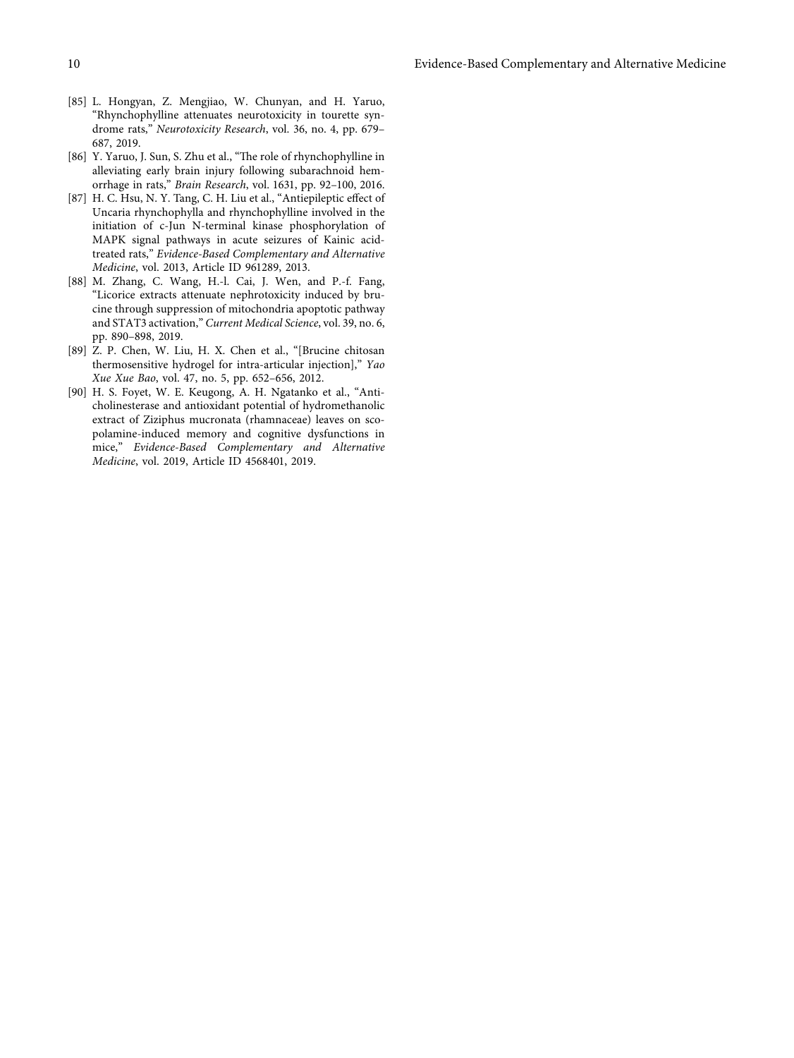[85] L. Hongyan, Z. Mengjiao, W. Chunyan, and H. Yaruo, "Rhynchophylline attenuates neurotoxicity in tourette syndrome rats," *Neurotoxicity Research*, vol. 36, no. 4, pp. 679–687, 2019.

[86] Y. Yaruo, J. Sun, S. Zhu et al., "The role of rhynchophylline in alleviating early brain injury following subarachnoid hemorrhage in rats," *Brain Research*, vol. 1631, pp. 92–100, 2016.

[87] H. C. Hsu, N. Y. Tang, C. H. Liu et al., "Antiepileptic effect of Uncaria rhynchophylla and rhynchophylline involved in the initiation of c-Jun N-terminal kinase phosphorylation of MAPK signal pathways in acute seizures of Kainic acid-treated rats," *Evidence-Based Complementary and Alternative Medicine*, vol. 2013, Article ID 961289, 2013.

[88] M. Zhang, C. Wang, H.-l. Cai, J. Wen, and P.-f. Fang, "Licorice extracts attenuate nephrotoxicity induced by brucine through suppression of mitochondria apoptotic pathway and STAT3 activation," *Current Medical Science*, vol. 39, no. 6, pp. 890–898, 2019.

[89] Z. P. Chen, W. Liu, H. X. Chen et al., "[Brucine chitosan thermosensitive hydrogel for intra-articular injection]," *Yao Xue Xue Bao*, vol. 47, no. 5, pp. 652–656, 2012.

[90] H. S. Foyet, W. E. Keugong, A. H. Ngatanko et al., "Anticholinesterase and antioxidant potential of hydromethanolic extract of Ziziphus mucronata (rhamnaceae) leaves on scopolamine-induced memory and cognitive dysfunctions in mice," *Evidence-Based Complementary and Alternative Medicine*, vol. 2019, Article ID 4568401, 2019.